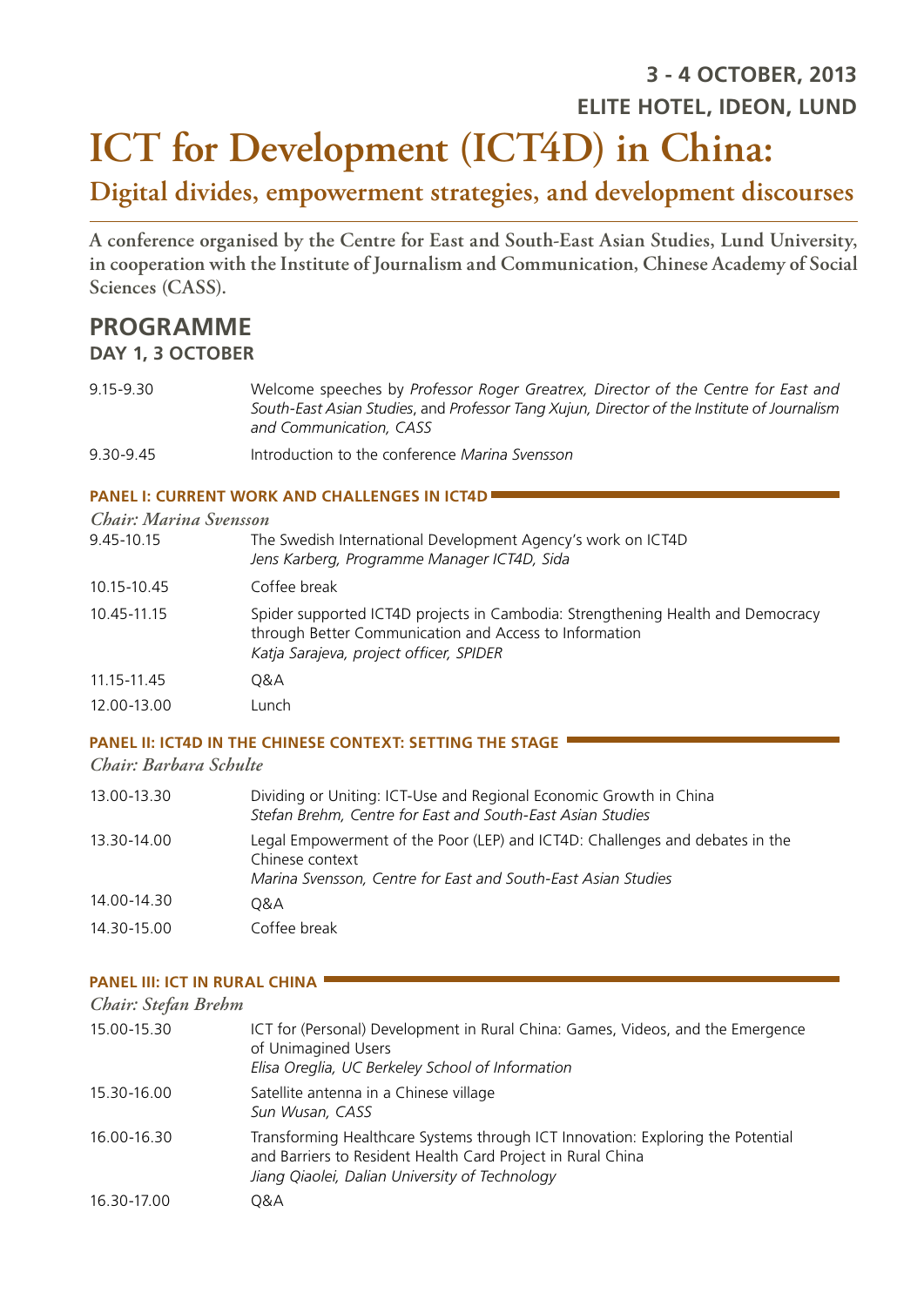**3 - 4 OCTOBER, 2013**
**ELITE HOTEL, IDEON, LUND**

# ICT for Development (ICT4D) in China:

## Digital divides, empowerment strategies, and development discourses

**A conference organised by the Centre for East and South-East Asian Studies, Lund University, in cooperation with the Institute of Journalism and Communication, Chinese Academy of Social Sciences (CASS).**

## PROGRAMME

### DAY 1, 3 OCTOBER

| | |
|---|---|
| 9.15-9.30 | Welcome speeches by *Professor Roger Greatrex, Director of the Centre for East and South-East Asian Studies*, and *Professor Tang Xujun, Director of the Institute of Journalism and Communication, CASS* |
| 9.30-9.45 | Introduction to the conference *Marina Svensson* |

#### PANEL I: CURRENT WORK AND CHALLENGES IN ICT4D

*Chair: Marina Svensson*

| | |
|---|---|
| 9.45-10.15 | The Swedish International Development Agency's work on ICT4D<br>*Jens Karberg, Programme Manager ICT4D, Sida* |
| 10.15-10.45 | Coffee break |
| 10.45-11.15 | Spider supported ICT4D projects in Cambodia: Strengthening Health and Democracy through Better Communication and Access to Information<br>*Katja Sarajeva, project officer, SPIDER* |
| 11.15-11.45 | Q&A |
| 12.00-13.00 | Lunch |

#### PANEL II: ICT4D IN THE CHINESE CONTEXT: SETTING THE STAGE

*Chair: Barbara Schulte*

| | |
|---|---|
| 13.00-13.30 | Dividing or Uniting: ICT-Use and Regional Economic Growth in China<br>*Stefan Brehm, Centre for East and South-East Asian Studies* |
| 13.30-14.00 | Legal Empowerment of the Poor (LEP) and ICT4D: Challenges and debates in the Chinese context<br>*Marina Svensson, Centre for East and South-East Asian Studies* |
| 14.00-14.30 | Q&A |
| 14.30-15.00 | Coffee break |

#### PANEL III: ICT IN RURAL CHINA

*Chair: Stefan Brehm*

| | |
|---|---|
| 15.00-15.30 | ICT for (Personal) Development in Rural China: Games, Videos, and the Emergence of Unimagined Users<br>*Elisa Oreglia, UC Berkeley School of Information* |
| 15.30-16.00 | Satellite antenna in a Chinese village<br>*Sun Wusan, CASS* |
| 16.00-16.30 | Transforming Healthcare Systems through ICT Innovation: Exploring the Potential and Barriers to Resident Health Card Project in Rural China<br>*Jiang Qiaolei, Dalian University of Technology* |
| 16.30-17.00 | Q&A |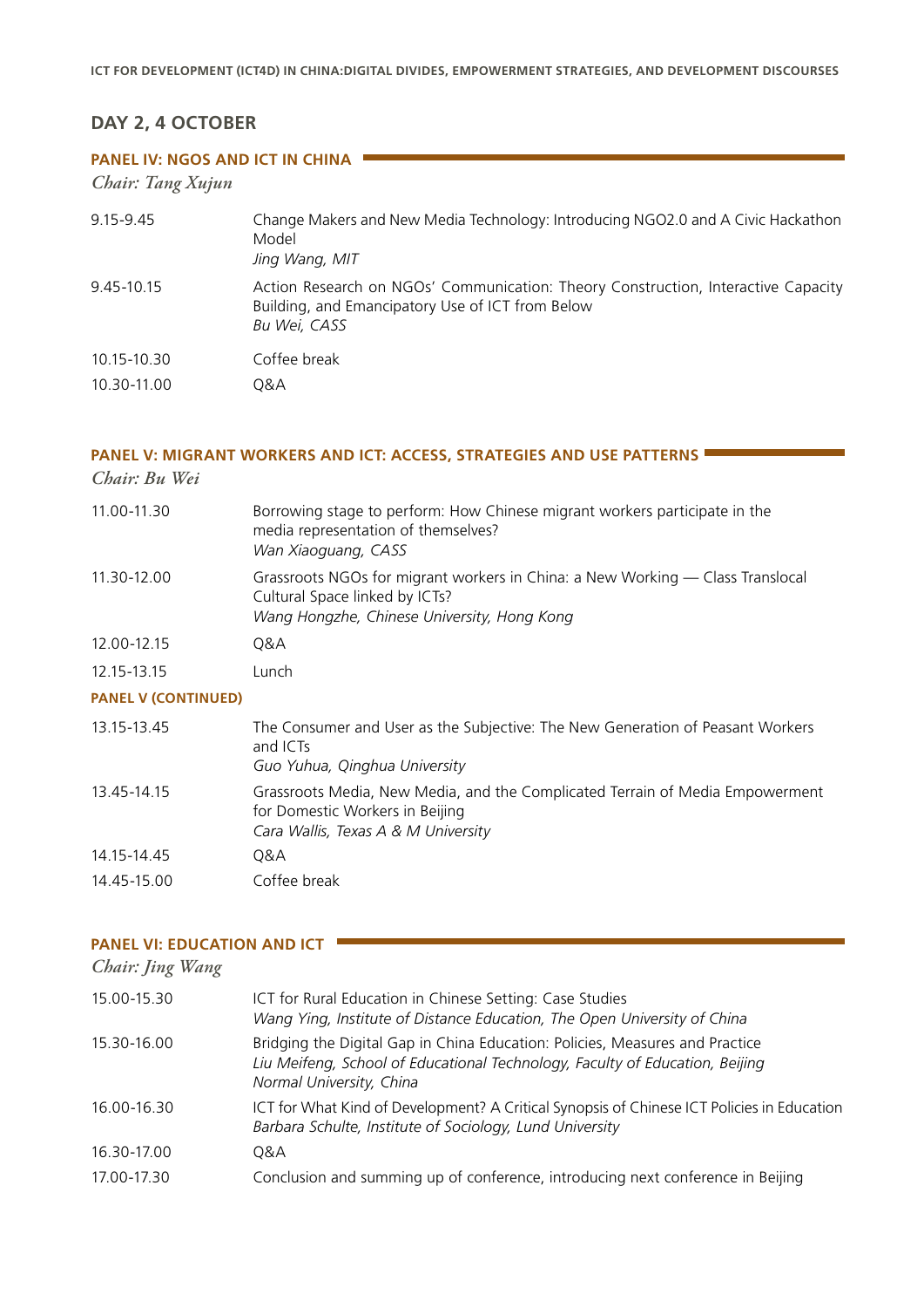## DAY 2, 4 OCTOBER

### PANEL IV: NGOS AND ICT IN CHINA

*Chair: Tang Xujun*

| | |
|---|---|
| 9.15-9.45 | Change Makers and New Media Technology: Introducing NGO2.0 and A Civic Hackathon Model<br>*Jing Wang, MIT* |
| 9.45-10.15 | Action Research on NGOs' Communication: Theory Construction, Interactive Capacity Building, and Emancipatory Use of ICT from Below<br>*Bu Wei, CASS* |
| 10.15-10.30 | Coffee break |
| 10.30-11.00 | Q&A |

### PANEL V: MIGRANT WORKERS AND ICT: ACCESS, STRATEGIES AND USE PATTERNS

*Chair: Bu Wei*

| | |
|---|---|
| 11.00-11.30 | Borrowing stage to perform: How Chinese migrant workers participate in the media representation of themselves?<br>*Wan Xiaoguang, CASS* |
| 11.30-12.00 | Grassroots NGOs for migrant workers in China: a New Working — Class Translocal Cultural Space linked by ICTs?<br>*Wang Hongzhe, Chinese University, Hong Kong* |
| 12.00-12.15 | Q&A |
| 12.15-13.15 | Lunch |

**PANEL V (CONTINUED)**

| | |
|---|---|
| 13.15-13.45 | The Consumer and User as the Subjective: The New Generation of Peasant Workers and ICTs<br>*Guo Yuhua, Qinghua University* |
| 13.45-14.15 | Grassroots Media, New Media, and the Complicated Terrain of Media Empowerment for Domestic Workers in Beijing<br>*Cara Wallis, Texas A & M University* |
| 14.15-14.45 | Q&A |
| 14.45-15.00 | Coffee break |

### PANEL VI: EDUCATION AND ICT

*Chair: Jing Wang*

| | |
|---|---|
| 15.00-15.30 | ICT for Rural Education in Chinese Setting: Case Studies<br>*Wang Ying, Institute of Distance Education, The Open University of China* |
| 15.30-16.00 | Bridging the Digital Gap in China Education: Policies, Measures and Practice<br>*Liu Meifeng, School of Educational Technology, Faculty of Education, Beijing Normal University, China* |
| 16.00-16.30 | ICT for What Kind of Development? A Critical Synopsis of Chinese ICT Policies in Education<br>*Barbara Schulte, Institute of Sociology, Lund University* |
| 16.30-17.00 | Q&A |
| 17.00-17.30 | Conclusion and summing up of conference, introducing next conference in Beijing |